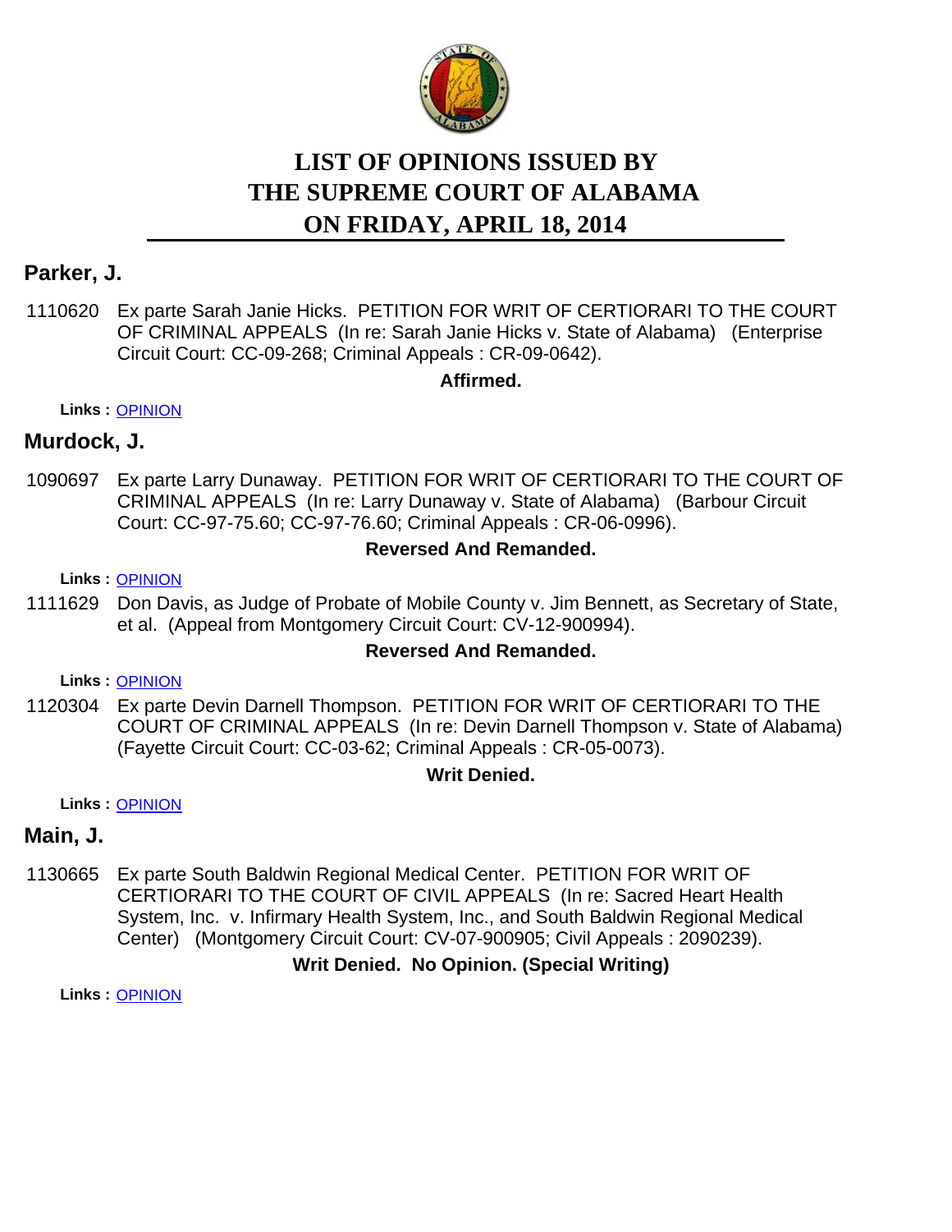# LIST OF OPINIONS ISSUED BY THE SUPREME COURT OF ALABAMA ON FRIDAY, APRIL 18, 2014

## Parker, J.

1110620 Ex parte Sarah Janie Hicks. PETITION FOR WRIT OF CERTIORARI TO THE COURT OF CRIMINAL APPEALS (In re: Sarah Janie Hicks v. State of Alabama) (Enterprise Circuit Court: CC-09-268; Criminal Appeals : CR-09-0642).

**Affirmed.**

**Links :** OPINION

## Murdock, J.

1090697 Ex parte Larry Dunaway. PETITION FOR WRIT OF CERTIORARI TO THE COURT OF CRIMINAL APPEALS (In re: Larry Dunaway v. State of Alabama) (Barbour Circuit Court: CC-97-75.60; CC-97-76.60; Criminal Appeals : CR-06-0996).

**Reversed And Remanded.**

**Links :** OPINION

1111629 Don Davis, as Judge of Probate of Mobile County v. Jim Bennett, as Secretary of State, et al. (Appeal from Montgomery Circuit Court: CV-12-900994).

**Reversed And Remanded.**

**Links :** OPINION

1120304 Ex parte Devin Darnell Thompson. PETITION FOR WRIT OF CERTIORARI TO THE COURT OF CRIMINAL APPEALS (In re: Devin Darnell Thompson v. State of Alabama) (Fayette Circuit Court: CC-03-62; Criminal Appeals : CR-05-0073).

**Writ Denied.**

**Links :** OPINION

## Main, J.

1130665 Ex parte South Baldwin Regional Medical Center. PETITION FOR WRIT OF CERTIORARI TO THE COURT OF CIVIL APPEALS (In re: Sacred Heart Health System, Inc. v. Infirmary Health System, Inc., and South Baldwin Regional Medical Center) (Montgomery Circuit Court: CV-07-900905; Civil Appeals : 2090239).

**Writ Denied. No Opinion. (Special Writing)**

**Links :** OPINION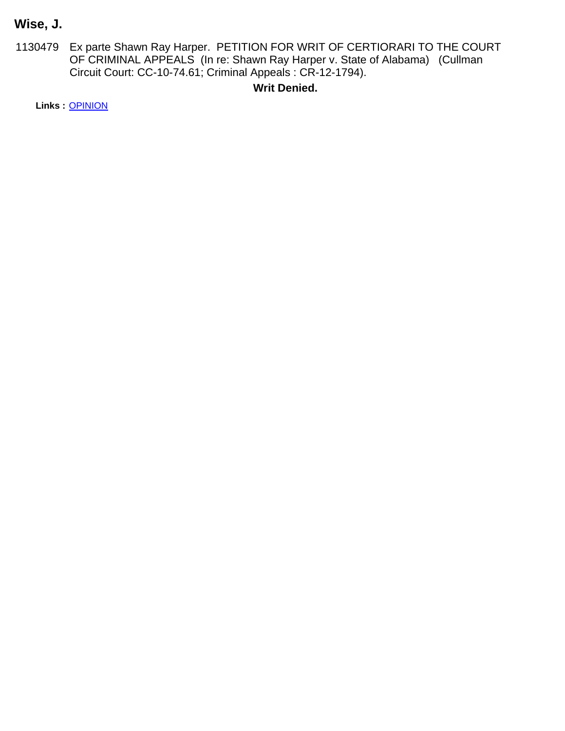## Wise, J.

1130479 Ex parte Shawn Ray Harper. PETITION FOR WRIT OF CERTIORARI TO THE COURT OF CRIMINAL APPEALS (In re: Shawn Ray Harper v. State of Alabama) (Cullman Circuit Court: CC-10-74.61; Criminal Appeals : CR-12-1794).

**Writ Denied.**

**Links :** OPINION